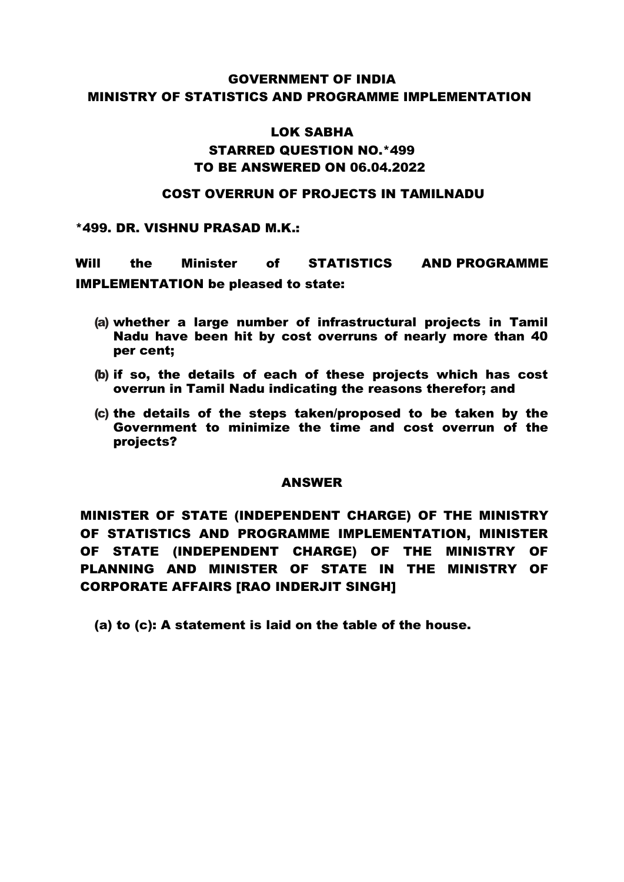# GOVERNMENT OF INDIA
# MINISTRY OF STATISTICS AND PROGRAMME IMPLEMENTATION

## LOK SABHA
## STARRED QUESTION NO.*499
## TO BE ANSWERED ON 06.04.2022

### COST OVERRUN OF PROJECTS IN TAMILNADU

**\*499. DR. VISHNU PRASAD M.K.:**

**Will the Minister of STATISTICS AND PROGRAMME IMPLEMENTATION be pleased to state:**

- **(a) whether a large number of infrastructural projects in Tamil Nadu have been hit by cost overruns of nearly more than 40 per cent;**
- **(b) if so, the details of each of these projects which has cost overrun in Tamil Nadu indicating the reasons therefor; and**
- **(c) the details of the steps taken/proposed to be taken by the Government to minimize the time and cost overrun of the projects?**

### ANSWER

**MINISTER OF STATE (INDEPENDENT CHARGE) OF THE MINISTRY OF STATISTICS AND PROGRAMME IMPLEMENTATION, MINISTER OF STATE (INDEPENDENT CHARGE) OF THE MINISTRY OF PLANNING AND MINISTER OF STATE IN THE MINISTRY OF CORPORATE AFFAIRS [RAO INDERJIT SINGH]**

**(a) to (c): A statement is laid on the table of the house.**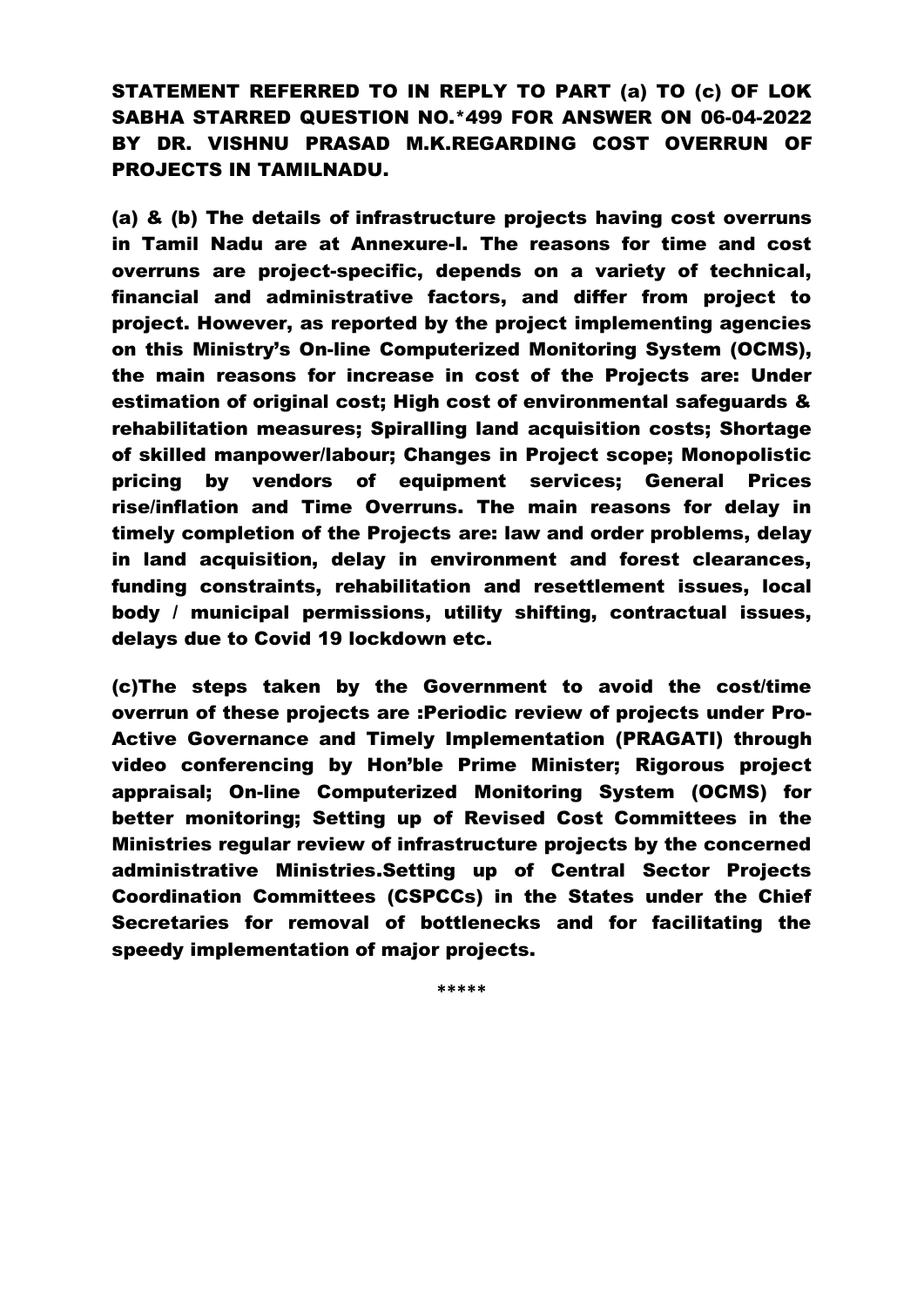**STATEMENT REFERRED TO IN REPLY TO PART (a) TO (c) OF LOK SABHA STARRED QUESTION NO.*499 FOR ANSWER ON 06-04-2022 BY DR. VISHNU PRASAD M.K.REGARDING COST OVERRUN OF PROJECTS IN TAMILNADU.**

**(a) & (b) The details of infrastructure projects having cost overruns in Tamil Nadu are at Annexure-I. The reasons for time and cost overruns are project-specific, depends on a variety of technical, financial and administrative factors, and differ from project to project. However, as reported by the project implementing agencies on this Ministry's On-line Computerized Monitoring System (OCMS), the main reasons for increase in cost of the Projects are: Under estimation of original cost; High cost of environmental safeguards & rehabilitation measures; Spiralling land acquisition costs; Shortage of skilled manpower/labour; Changes in Project scope; Monopolistic pricing by vendors of equipment services; General Prices rise/inflation and Time Overruns. The main reasons for delay in timely completion of the Projects are: law and order problems, delay in land acquisition, delay in environment and forest clearances, funding constraints, rehabilitation and resettlement issues, local body / municipal permissions, utility shifting, contractual issues, delays due to Covid 19 lockdown etc.**

**(c)The steps taken by the Government to avoid the cost/time overrun of these projects are :Periodic review of projects under Pro-Active Governance and Timely Implementation (PRAGATI) through video conferencing by Hon'ble Prime Minister; Rigorous project appraisal; On-line Computerized Monitoring System (OCMS) for better monitoring; Setting up of Revised Cost Committees in the Ministries regular review of infrastructure projects by the concerned administrative Ministries.Setting up of Central Sector Projects Coordination Committees (CSPCCs) in the States under the Chief Secretaries for removal of bottlenecks and for facilitating the speedy implementation of major projects.**

*****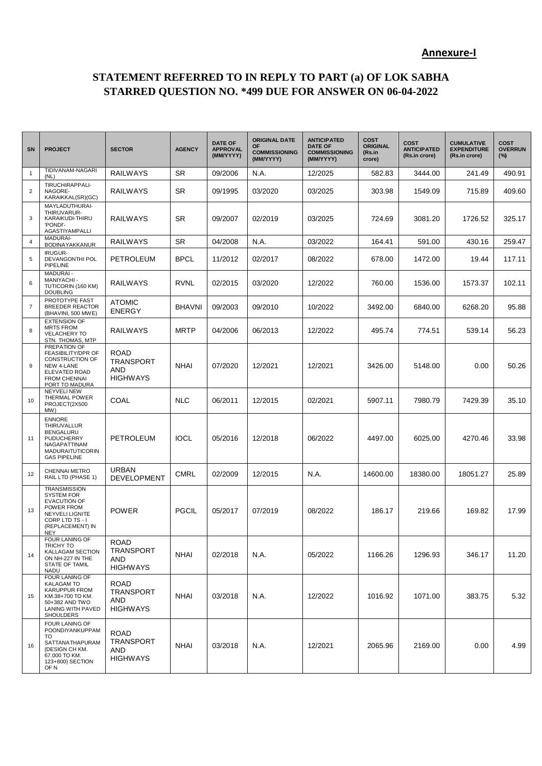**Annexure-I**

# STATEMENT REFERRED TO IN REPLY TO PART (a) OF LOK SABHA STARRED QUESTION NO. *499 DUE FOR ANSWER ON 06-04-2022

| SN | PROJECT | SECTOR | AGENCY | DATE OF APPROVAL (MM/YYYY) | ORIGINAL DATE OF COMMISSIONING (MM/YYYY) | ANTICIPATED DATE OF COMMISSIONING (MM/YYYY) | COST ORIGINAL (Rs.in crore) | COST ANTICIPATED (Rs.in crore) | CUMULATIVE EXPENDITURE (Rs.in crore) | COST OVERRUN (%) |
|---|---|---|---|---|---|---|---|---|---|---|
| 1 | TIDIVANAM-NAGARI (NL) | RAILWAYS | SR | 09/2006 | N.A. | 12/2025 | 582.83 | 3444.00 | 241.49 | 490.91 |
| 2 | TIRUCHIRAPPALI-NAGORE-KARAIKKAL(SR)(GC) | RAILWAYS | SR | 09/1995 | 03/2020 | 03/2025 | 303.98 | 1549.09 | 715.89 | 409.60 |
| 3 | MAYLADUTHURAI-THIRUVARUR-KARAIKUDI-THIRU 'PONDI'-AGASTIYAMPALLI | RAILWAYS | SR | 09/2007 | 02/2019 | 03/2025 | 724.69 | 3081.20 | 1726.52 | 325.17 |
| 4 | MADURAI-BODINAYAKKANUR | RAILWAYS | SR | 04/2008 | N.A. | 03/2022 | 164.41 | 591.00 | 430.16 | 259.47 |
| 5 | IRUGUR-DEVANGONTHI POL PIPELINE | PETROLEUM | BPCL | 11/2012 | 02/2017 | 08/2022 | 678.00 | 1472.00 | 19.44 | 117.11 |
| 6 | MADURAI - MANIYACHI - TUTICORIN (160 KM) DOUBLING | RAILWAYS | RVNL | 02/2015 | 03/2020 | 12/2022 | 760.00 | 1536.00 | 1573.37 | 102.11 |
| 7 | PROTOTYPE FAST BREEDER REACTOR (BHAVINI, 500 MWE) | ATOMIC ENERGY | BHAVNI | 09/2003 | 09/2010 | 10/2022 | 3492.00 | 6840.00 | 6268.20 | 95.88 |
| 8 | EXTENSION OF MRTS FROM VELACHERY TO STN. THOMAS, MTP | RAILWAYS | MRTP | 04/2006 | 06/2013 | 12/2022 | 495.74 | 774.51 | 539.14 | 56.23 |
| 9 | PREPATION OF FEASIBILITY/DPR OF CONSTRUCTION OF NEW 4-LANE ELEVATED ROAD FROM CHENNAI PORT TO MADURA | ROAD TRANSPORT AND HIGHWAYS | NHAI | 07/2020 | 12/2021 | 12/2021 | 3426.00 | 5148.00 | 0.00 | 50.26 |
| 10 | NEYVELI NEW THERMAL POWER PROJECT(2X500 MW) | COAL | NLC | 06/2011 | 12/2015 | 02/2021 | 5907.11 | 7980.79 | 7429.39 | 35.10 |
| 11 | ENNORE THIRUVALLUR BENGALURU PUDUCHERRY NAGAPATTINAM MADURAITUTICORIN GAS PIPELINE | PETROLEUM | IOCL | 05/2016 | 12/2018 | 06/2022 | 4497.00 | 6025.00 | 4270.46 | 33.98 |
| 12 | CHENNAI METRO RAIL LTD (PHASE 1) | URBAN DEVELOPMENT | CMRL | 02/2009 | 12/2015 | N.A. | 14600.00 | 18380.00 | 18051.27 | 25.89 |
| 13 | TRANSMISSION SYSTEM FOR EVACUTION OF POWER FROM NEYVELI LIGNITE CORP LTD TS - I (REPLACEMENT) IN NEY | POWER | PGCIL | 05/2017 | 07/2019 | 08/2022 | 186.17 | 219.66 | 169.82 | 17.99 |
| 14 | FOUR LANING OF TRICHY TO KALLAGAM SECTION ON NH-227 IN THE STATE OF TAMIL NADU | ROAD TRANSPORT AND HIGHWAYS | NHAI | 02/2018 | N.A. | 05/2022 | 1166.26 | 1296.93 | 346.17 | 11.20 |
| 15 | FOUR LANING OF KALAGAM TO KARUPPUR FROM KM.38+700 TO KM. 50+382 AND TWO LANING WITH PAVED SHOULDERS | ROAD TRANSPORT AND HIGHWAYS | NHAI | 03/2018 | N.A. | 12/2022 | 1016.92 | 1071.00 | 383.75 | 5.32 |
| 16 | FOUR LANING OF POONDIYANKUPPAM TO SATTANATHAPURAM (DESIGN CH KM. 67.000 TO KM. 123+800) SECTION OF N | ROAD TRANSPORT AND HIGHWAYS | NHAI | 03/2018 | N.A. | 12/2021 | 2065.96 | 2169.00 | 0.00 | 4.99 |